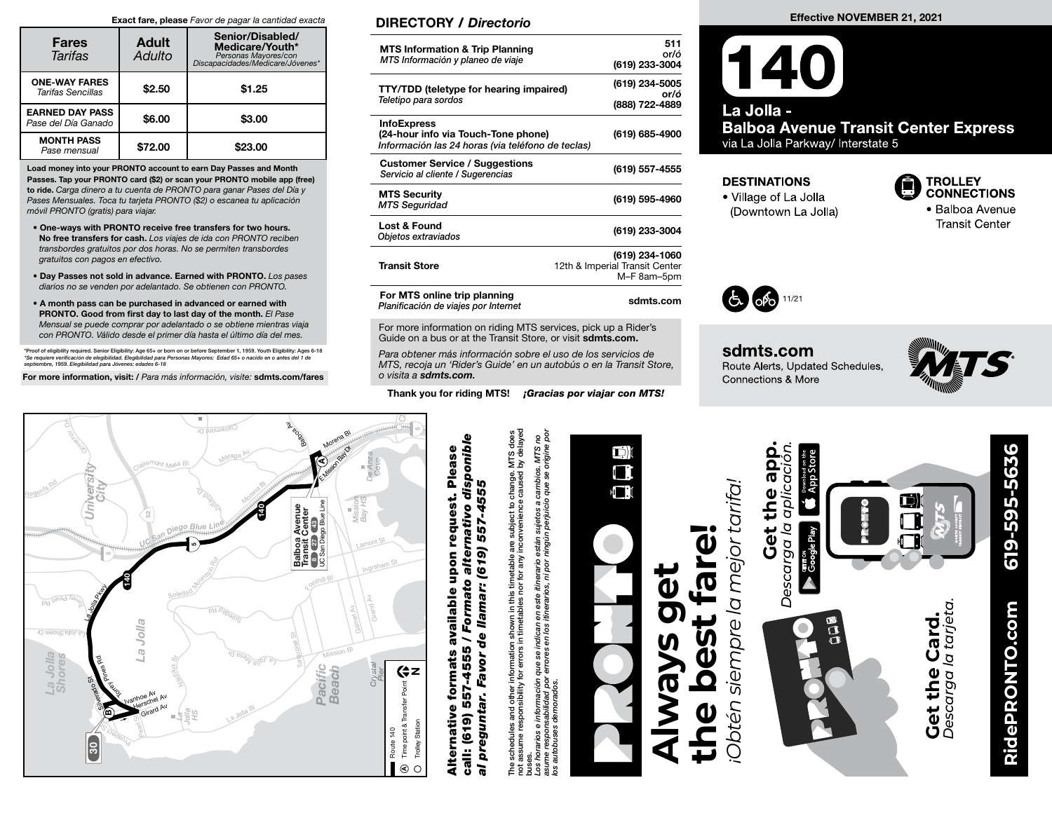**Exact fare, please** *Favor de pagar la cantidad exacta*

| Fares *Tarifas* | Adult *Adulto* | Senior/Disabled/ Medicare/Youth* *Personas Mayores/con Discapacidades/Medicare/Jóvenes** |
|---|---|---|
| **ONE-WAY FARES** *Tarifas Sencillas* | $2.50 | $1.25 |
| **EARNED DAY PASS** *Pase del Día Ganado* | $6.00 | $3.00 |
| **MONTH PASS** *Pase mensual* | $72.00 | $23.00 |

**Load money into your PRONTO account to earn Day Passes and Month Passes. Tap your PRONTO card ($2) or scan your PRONTO mobile app (free) to ride.** *Carga dinero a tu cuenta de PRONTO para ganar Pases del Día y Pases Mensuales. Toca tu tarjeta PRONTO ($2) o escanea tu aplicación móvil PRONTO (gratis) para viajar.*

- **One-ways with PRONTO receive free transfers for two hours. No free transfers for cash.** *Los viajes de ida con PRONTO reciben transbordes gratuitos por dos horas. No se permiten transbordes gratuitos con pagos en efectivo.*
- **Day Passes not sold in advance. Earned with PRONTO.** *Los pases diarios no se venden por adelantado. Se obtienen con PRONTO.*
- **A month pass can be purchased in advanced or earned with PRONTO. Good from first day to last day of the month.** *El Pase Mensual se puede comprar por adelantado o se obtiene mientras viaja con PRONTO. Válido desde el primer día hasta el último día del mes.*

*Proof of eligibility required. Senior Eligibility: Age 65+ or born on or before September 1, 1959. Youth Eligibility: Ages 6-18
*Se requiere verificación de elegibilidad. Elegibilidad para Personas Mayores: Edad 65+ o nacido en o antes del 1 de septiembre, 1959. Elegibilidad para Jóvenes: edades 6-18*

**For more information, visit: /** *Para más información, visite:* **sdmts.com/fares**

## DIRECTORY / *Directorio*

| | |
|---|---|
| **MTS Information & Trip Planning** *MTS Información y planeo de viaje* | 511 or/ó (619) 233-3004 |
| **TTY/TDD (teletype for hearing impaired)** *Teletipo para sordos* | (619) 234-5005 or/ó (888) 722-4889 |
| **InfoExpress (24-hour info via Touch-Tone phone)** *Información las 24 horas (via teléfono de teclas)* | (619) 685-4900 |
| **Customer Service / Suggestions** *Servicio al cliente / Sugerencias* | (619) 557-4555 |
| **MTS Security** *MTS Seguridad* | (619) 595-4960 |
| **Lost & Found** *Objetos extraviados* | (619) 233-3004 |
| **Transit Store** | (619) 234-1060 12th & Imperial Transit Center M–F 8am–5pm |
| **For MTS online trip planning** *Planificación de viajes por Internet* | sdmts.com |

For more information on riding MTS services, pick up a Rider's Guide on a bus or at the Transit Store, or visit **sdmts.com.**

*Para obtener más información sobre el uso de los servicios de MTS, recoja un 'Rider's Guide' en un autobús o en la Transit Store, o visita a* ***sdmts.com.***

**Thank you for riding MTS!** ***¡Gracias por viajar con MTS!***

**Effective NOVEMBER 21, 2021**

# 140

## La Jolla - Balboa Avenue Transit Center Express

via La Jolla Parkway/ Interstate 5

**DESTINATIONS**
- Village of La Jolla (Downtown La Jolla)

**TROLLEY CONNECTIONS**
- Balboa Avenue Transit Center

11/21

**sdmts.com**
Route Alerts, Updated Schedules, Connections & More

Route 140
Ⓐ Time point & Transfer Point
○ Trolley Station

**Alternative formats available upon request. Please call: (619) 557-4555 /** ***Formato alternativo disponible al preguntar. Favor de llamar: (619) 557-4555***

The schedules and other information shown in this timetable are subject to change. MTS does not assume responsibility for errors in timetables nor for any inconvenience caused by delayed buses.
*Los horarios e información que se indican en este itinerario están sujetos a cambios. MTS no asume responsabilidad por errores en los itinerarios, ni por ningún perjuicio que se origine por los autobuses demorados.*

# Always get the best fare!

*¡Obtén siempre la mejor tarifa!*

**Get the app.** *Descarga la aplicación.*

**Get the Card.** *Descarga la tarjeta.*

**RidePRONTO.com 619-595-5636**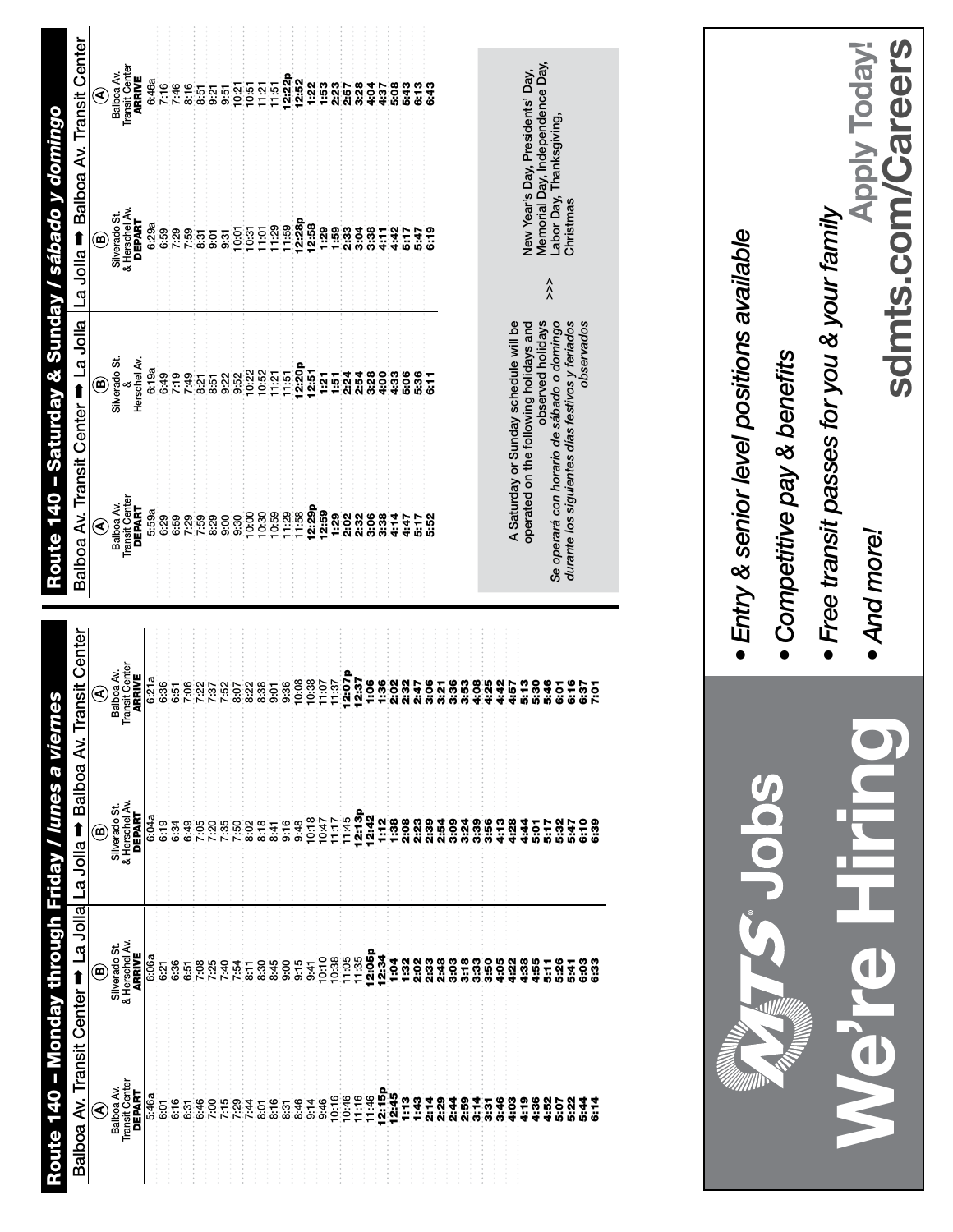## Route 140 – Monday through Friday / *lunes a viernes*

| Balboa Av. Transit Center ➡ La Jolla | | La Jolla ➡ Balboa Av. Transit Center | |
|---|---|---|---|
| Ⓐ Balboa Av. Transit Center **DEPART** | Ⓑ Silverado St. & Herschel Av. **ARRIVE** | Ⓑ Silverado St. & Herschel Av. **DEPART** | Ⓐ Balboa Av. Transit Center **ARRIVE** |
| 5:46a | 6:06a | 6:04a | 6:21a |
| 6:01 | 6:21 | 6:19 | 6:36 |
| 6:16 | 6:36 | 6:34 | 6:51 |
| 6:31 | 6:51 | 6:49 | 7:06 |
| 6:46 | 7:08 | 7:05 | 7:22 |
| 7:00 | 7:25 | 7:20 | 7:37 |
| 7:15 | 7:40 | 7:35 | 7:52 |
| 7:29 | 7:54 | 7:50 | 8:07 |
| 7:44 | 8:11 | 8:02 | 8:22 |
| 8:01 | 8:30 | 8:18 | 8:38 |
| 8:16 | 8:45 | 8:41 | 9:01 |
| 8:31 | 9:00 | 9:16 | 9:36 |
| 8:46 | 9:15 | 9:48 | 10:08 |
| 9:14 | 9:41 | 10:18 | 10:38 |
| 9:46 | 10:10 | 10:47 | 11:07 |
| 10:16 | 10:38 | 11:17 | 11:37 |
| 10:46 | 11:05 | 11:45 | **12:07p** |
| 11:16 | 11:35 | **12:13p** | **12:37** |
| 11:46 | **12:05p** | **12:42** | **1:06** |
| **12:15p** | **12:34** | **1:12** | **1:36** |
| **12:45** | **1:04** | **1:38** | **2:02** |
| **1:13** | **1:32** | **2:08** | **2:32** |
| **1:43** | **2:02** | **2:23** | **2:47** |
| **2:14** | **2:33** | **2:39** | **3:06** |
| **2:29** | **2:48** | **2:54** | **3:21** |
| **2:44** | **3:03** | **3:09** | **3:36** |
| **2:59** | **3:18** | **3:24** | **3:53** |
| **3:14** | **3:33** | **3:39** | **4:08** |
| **3:31** | **3:50** | **3:56** | **4:25** |
| **3:46** | **4:05** | **4:13** | **4:42** |
| **4:03** | **4:22** | **4:28** | **4:57** |
| **4:19** | **4:38** | **4:44** | **5:13** |
| **4:36** | **4:55** | **5:01** | **5:30** |
| **4:52** | **5:11** | **5:17** | **5:46** |
| **5:07** | **5:26** | **5:32** | **6:01** |
| **5:22** | **5:41** | **5:47** | **6:16** |
| **5:44** | **6:03** | **6:10** | **6:37** |
| **6:14** | **6:33** | **6:39** | **7:01** |

## Route 140 – Saturday & Sunday / *sábado y domingo*

| Balboa Av. Transit Center ➡ La Jolla | | La Jolla ➡ Balboa Av. Transit Center | |
|---|---|---|---|
| Ⓐ Balboa Av. Transit Center **DEPART** | Ⓑ Silverado St. & Herschel Av. | Ⓑ Silverado St. & Herschel Av. **DEPART** | Ⓐ Balboa Av. Transit Center **ARRIVE** |
| 5:59a | 6:19a | 6:29a | 6:46a |
| 6:29 | 6:49 | 6:59 | 7:16 |
| 6:59 | 7:19 | 7:29 | 7:46 |
| 7:29 | 7:49 | 7:59 | 8:16 |
| 7:59 | 8:21 | 8:31 | 8:51 |
| 8:29 | 8:51 | 9:01 | 9:21 |
| 9:00 | 9:22 | 9:31 | 9:51 |
| 9:30 | 9:52 | 10:01 | 10:21 |
| 10:00 | 10:22 | 10:31 | 10:51 |
| 10:30 | 10:52 | 11:01 | 11:21 |
| 10:59 | 11:21 | 11:29 | 11:51 |
| 11:29 | 11:51 | 11:59 | **12:22p** |
| 11:58 | **12:20p** | **12:28p** | **12:52** |
| **12:29p** | **12:51** | **12:58** | **1:22** |
| **12:59** | **1:21** | **1:29** | **1:53** |
| **1:29** | **1:51** | **1:59** | **2:23** |
| **2:02** | **2:24** | **2:33** | **2:57** |
| **2:32** | **2:54** | **3:04** | **3:28** |
| **3:06** | **3:28** | **3:38** | **4:04** |
| **3:38** | **4:00** | **4:11** | **4:37** |
| **4:14** | **4:33** | **4:42** | **5:08** |
| **4:47** | **5:06** | **5:17** | **5:43** |
| **5:17** | **5:36** | **5:47** | **6:13** |
| **5:52** | **6:11** | **6:19** | **6:43** |

A Saturday or Sunday schedule will be operated on the following holidays and observed holidays >>>

*Se operará con horario de sábado o domingo durante los siguientes días festivos y feriados observados*

New Year's Day, Presidents' Day, Memorial Day, Independence Day, Labor Day, Thanksgiving, Christmas

MTS Jobs

# We're Hiring

- *Entry & senior level positions available*
- *Competitive pay & benefits*
- *Free transit passes for you & your family*
- *And more!*

**Apply Today!**

**sdmts.com/Careers**